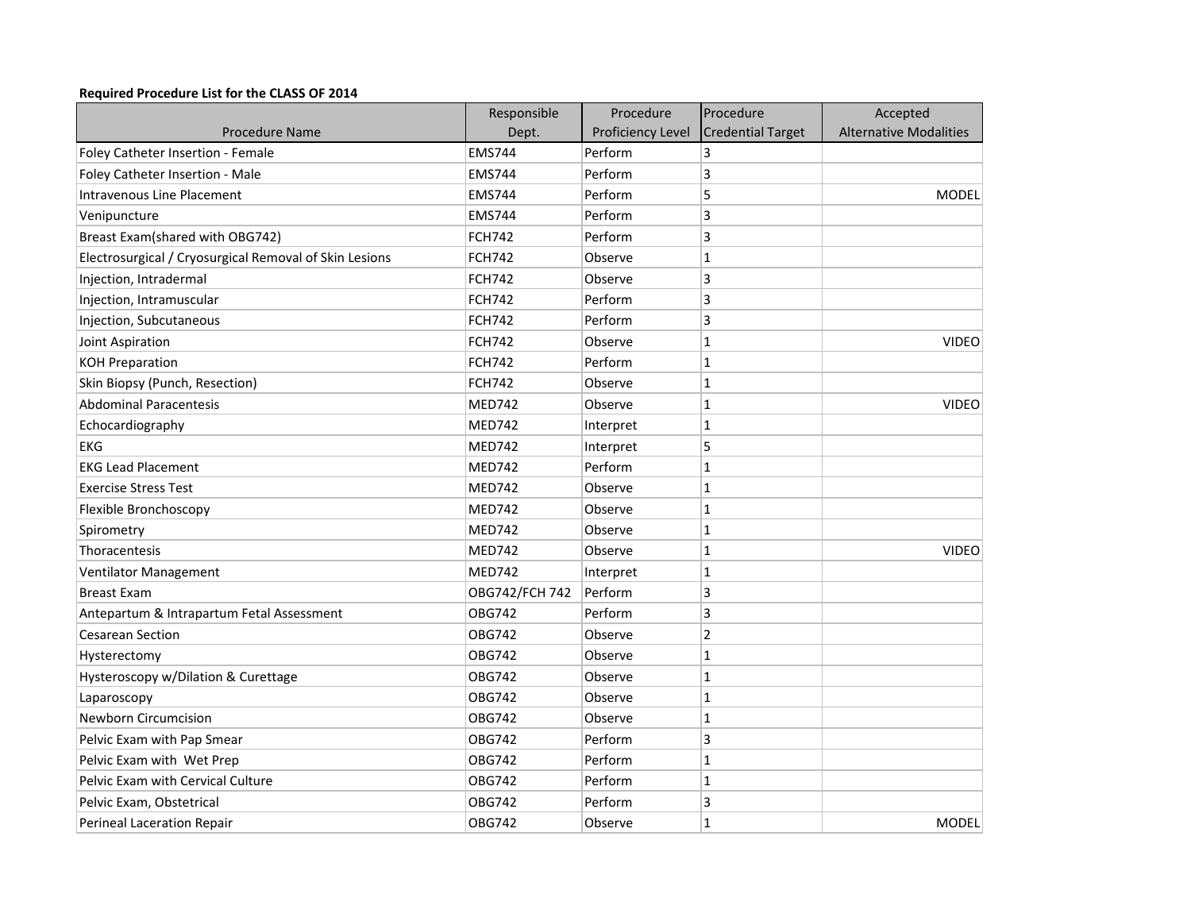**Required Procedure List for the CLASS OF 2014**

| Procedure Name | Responsible Dept. | Procedure Proficiency Level | Procedure Credential Target | Accepted Alternative Modalities |
|---|---|---|---|---|
| Foley Catheter Insertion - Female | EMS744 | Perform | 3 | |
| Foley Catheter Insertion - Male | EMS744 | Perform | 3 | |
| Intravenous Line Placement | EMS744 | Perform | 5 | MODEL |
| Venipuncture | EMS744 | Perform | 3 | |
| Breast Exam(shared with OBG742) | FCH742 | Perform | 3 | |
| Electrosurgical / Cryosurgical Removal of Skin Lesions | FCH742 | Observe | 1 | |
| Injection, Intradermal | FCH742 | Observe | 3 | |
| Injection, Intramuscular | FCH742 | Perform | 3 | |
| Injection, Subcutaneous | FCH742 | Perform | 3 | |
| Joint Aspiration | FCH742 | Observe | 1 | VIDEO |
| KOH Preparation | FCH742 | Perform | 1 | |
| Skin Biopsy (Punch, Resection) | FCH742 | Observe | 1 | |
| Abdominal Paracentesis | MED742 | Observe | 1 | VIDEO |
| Echocardiography | MED742 | Interpret | 1 | |
| EKG | MED742 | Interpret | 5 | |
| EKG Lead Placement | MED742 | Perform | 1 | |
| Exercise Stress Test | MED742 | Observe | 1 | |
| Flexible Bronchoscopy | MED742 | Observe | 1 | |
| Spirometry | MED742 | Observe | 1 | |
| Thoracentesis | MED742 | Observe | 1 | VIDEO |
| Ventilator Management | MED742 | Interpret | 1 | |
| Breast Exam | OBG742/FCH 742 | Perform | 3 | |
| Antepartum & Intrapartum Fetal Assessment | OBG742 | Perform | 3 | |
| Cesarean Section | OBG742 | Observe | 2 | |
| Hysterectomy | OBG742 | Observe | 1 | |
| Hysteroscopy w/Dilation & Curettage | OBG742 | Observe | 1 | |
| Laparoscopy | OBG742 | Observe | 1 | |
| Newborn Circumcision | OBG742 | Observe | 1 | |
| Pelvic Exam with Pap Smear | OBG742 | Perform | 3 | |
| Pelvic Exam with Wet Prep | OBG742 | Perform | 1 | |
| Pelvic Exam with Cervical Culture | OBG742 | Perform | 1 | |
| Pelvic Exam, Obstetrical | OBG742 | Perform | 3 | |
| Perineal Laceration Repair | OBG742 | Observe | 1 | MODEL |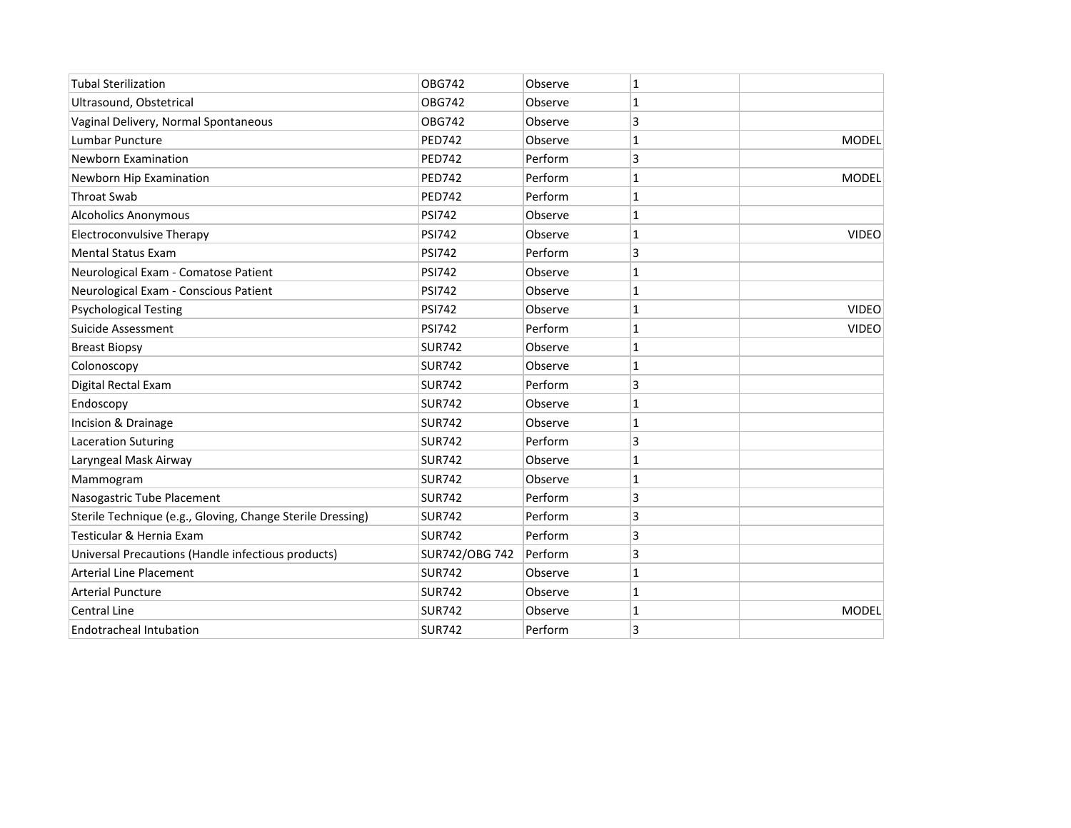| | | | | |
|---|---|---|---|---|
| Tubal Sterilization | OBG742 | Observe | 1 | |
| Ultrasound, Obstetrical | OBG742 | Observe | 1 | |
| Vaginal Delivery, Normal Spontaneous | OBG742 | Observe | 3 | |
| Lumbar Puncture | PED742 | Observe | 1 | MODEL |
| Newborn Examination | PED742 | Perform | 3 | |
| Newborn Hip Examination | PED742 | Perform | 1 | MODEL |
| Throat Swab | PED742 | Perform | 1 | |
| Alcoholics Anonymous | PSI742 | Observe | 1 | |
| Electroconvulsive Therapy | PSI742 | Observe | 1 | VIDEO |
| Mental Status Exam | PSI742 | Perform | 3 | |
| Neurological Exam - Comatose Patient | PSI742 | Observe | 1 | |
| Neurological Exam - Conscious Patient | PSI742 | Observe | 1 | |
| Psychological Testing | PSI742 | Observe | 1 | VIDEO |
| Suicide Assessment | PSI742 | Perform | 1 | VIDEO |
| Breast Biopsy | SUR742 | Observe | 1 | |
| Colonoscopy | SUR742 | Observe | 1 | |
| Digital Rectal Exam | SUR742 | Perform | 3 | |
| Endoscopy | SUR742 | Observe | 1 | |
| Incision & Drainage | SUR742 | Observe | 1 | |
| Laceration Suturing | SUR742 | Perform | 3 | |
| Laryngeal Mask Airway | SUR742 | Observe | 1 | |
| Mammogram | SUR742 | Observe | 1 | |
| Nasogastric Tube Placement | SUR742 | Perform | 3 | |
| Sterile Technique (e.g., Gloving, Change Sterile Dressing) | SUR742 | Perform | 3 | |
| Testicular & Hernia Exam | SUR742 | Perform | 3 | |
| Universal Precautions (Handle infectious products) | SUR742/OBG 742 | Perform | 3 | |
| Arterial Line Placement | SUR742 | Observe | 1 | |
| Arterial Puncture | SUR742 | Observe | 1 | |
| Central Line | SUR742 | Observe | 1 | MODEL |
| Endotracheal Intubation | SUR742 | Perform | 3 | |